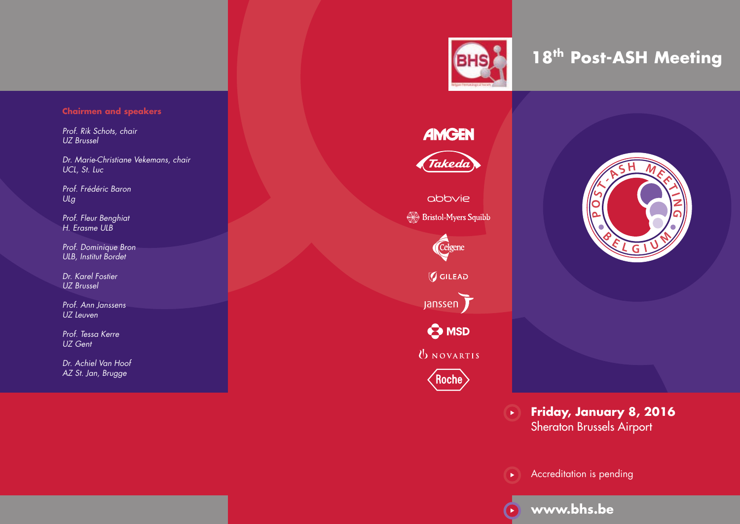# 18th Post-ASH Meeting

**Friday, January 8, 2016**
Sheraton Brussels Airport

Accreditation is pending

**www.bhs.be**

## Chairmen and speakers

*Prof. Rik Schots, chair*
*UZ Brussel*

*Dr. Marie-Christiane Vekemans, chair*
*UCL, St. Luc*

*Prof. Frédéric Baron*
*ULg*

*Prof. Fleur Benghiat*
*H. Erasme ULB*

*Prof. Dominique Bron*
*ULB, Institut Bordet*

*Dr. Karel Fostier*
*UZ Brussel*

*Prof. Ann Janssens*
*UZ Leuven*

*Prof. Tessa Kerre*
*UZ Gent*

*Dr. Achiel Van Hoof*
*AZ St. Jan, Brugge*

AMGEN
Takeda
abbvie
Bristol-Myers Squibb
Celgene
GILEAD
Janssen
MSD
NOVARTIS
Roche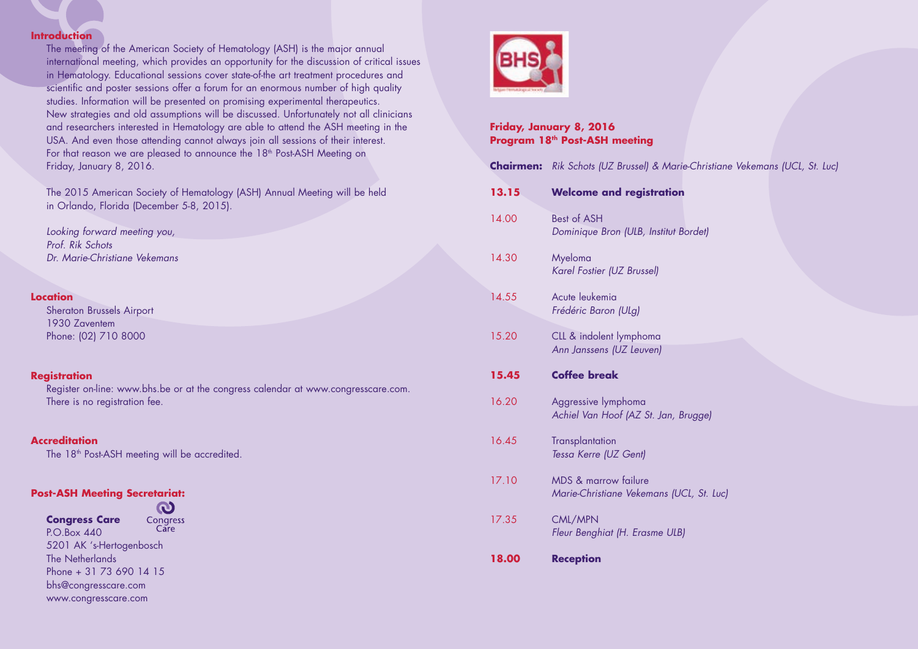## Introduction

The meeting of the American Society of Hematology (ASH) is the major annual international meeting, which provides an opportunity for the discussion of critical issues in Hematology. Educational sessions cover state-of-the art treatment procedures and scientific and poster sessions offer a forum for an enormous number of high quality studies. Information will be presented on promising experimental therapeutics. New strategies and old assumptions will be discussed. Unfortunately not all clinicians and researchers interested in Hematology are able to attend the ASH meeting in the USA. And even those attending cannot always join all sessions of their interest. For that reason we are pleased to announce the 18th Post-ASH Meeting on Friday, January 8, 2016.

The 2015 American Society of Hematology (ASH) Annual Meeting will be held in Orlando, Florida (December 5-8, 2015).

*Looking forward meeting you,*
*Prof. Rik Schots*
*Dr. Marie-Christiane Vekemans*

## Location

Sheraton Brussels Airport
1930 Zaventem
Phone: (02) 710 8000

## Registration

Register on-line: www.bhs.be or at the congress calendar at www.congresscare.com. There is no registration fee.

## Accreditation

The 18th Post-ASH meeting will be accredited.

## Post-ASH Meeting Secretariat:

**Congress Care**
P.O.Box 440
5201 AK 's-Hertogenbosch
The Netherlands
Phone + 31 73 690 14 15
bhs@congresscare.com
www.congresscare.com

## Friday, January 8, 2016
## Program 18th Post-ASH meeting

**Chairmen:** *Rik Schots (UZ Brussel) & Marie-Christiane Vekemans (UCL, St. Luc)*

| | |
|---|---|
| **13.15** | **Welcome and registration** |
| 14.00 | Best of ASH<br>*Dominique Bron (ULB, Institut Bordet)* |
| 14.30 | Myeloma<br>*Karel Fostier (UZ Brussel)* |
| 14.55 | Acute leukemia<br>*Frédéric Baron (ULg)* |
| 15.20 | CLL & indolent lymphoma<br>*Ann Janssens (UZ Leuven)* |
| **15.45** | **Coffee break** |
| 16.20 | Aggressive lymphoma<br>*Achiel Van Hoof (AZ St. Jan, Brugge)* |
| 16.45 | Transplantation<br>*Tessa Kerre (UZ Gent)* |
| 17.10 | MDS & marrow failure<br>*Marie-Christiane Vekemans (UCL, St. Luc)* |
| 17.35 | CML/MPN<br>*Fleur Benghiat (H. Erasme ULB)* |
| **18.00** | **Reception** |